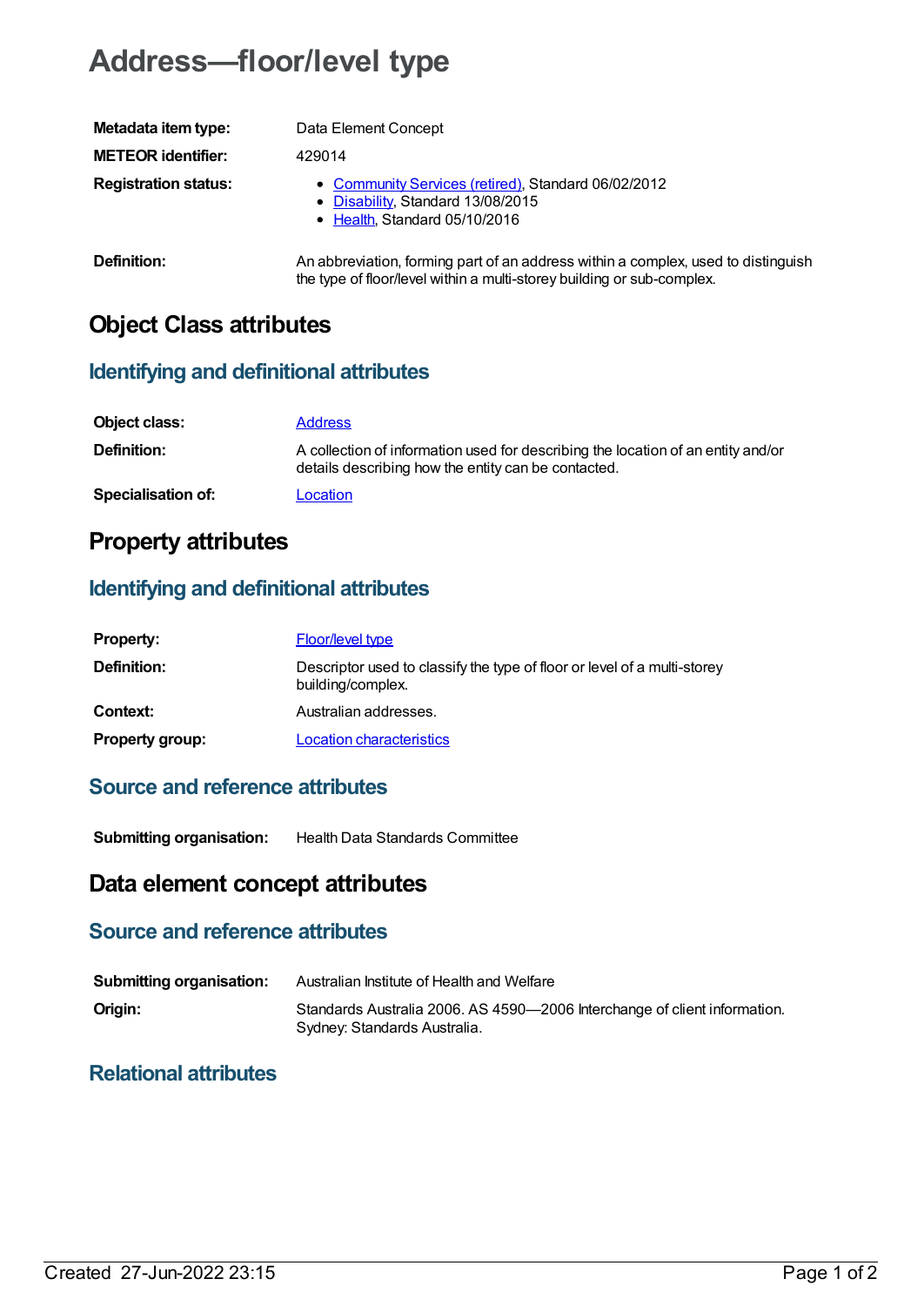# Address—floor/level type

| | |
|---|---|
| **Metadata item type:** | Data Element Concept |
| **METEOR identifier:** | 429014 |
| **Registration status:** | • Community Services (retired), Standard 06/02/2012<br>• Disability, Standard 13/08/2015<br>• Health, Standard 05/10/2016 |
| **Definition:** | An abbreviation, forming part of an address within a complex, used to distinguish the type of floor/level within a multi-storey building or sub-complex. |

## Object Class attributes

### Identifying and definitional attributes

| | |
|---|---|
| **Object class:** | Address |
| **Definition:** | A collection of information used for describing the location of an entity and/or details describing how the entity can be contacted. |
| **Specialisation of:** | Location |

## Property attributes

### Identifying and definitional attributes

| | |
|---|---|
| **Property:** | Floor/level type |
| **Definition:** | Descriptor used to classify the type of floor or level of a multi-storey building/complex. |
| **Context:** | Australian addresses. |
| **Property group:** | Location characteristics |

### Source and reference attributes

| | |
|---|---|
| **Submitting organisation:** | Health Data Standards Committee |

## Data element concept attributes

### Source and reference attributes

| | |
|---|---|
| **Submitting organisation:** | Australian Institute of Health and Welfare |
| **Origin:** | Standards Australia 2006. AS 4590—2006 Interchange of client information. Sydney: Standards Australia. |

### Relational attributes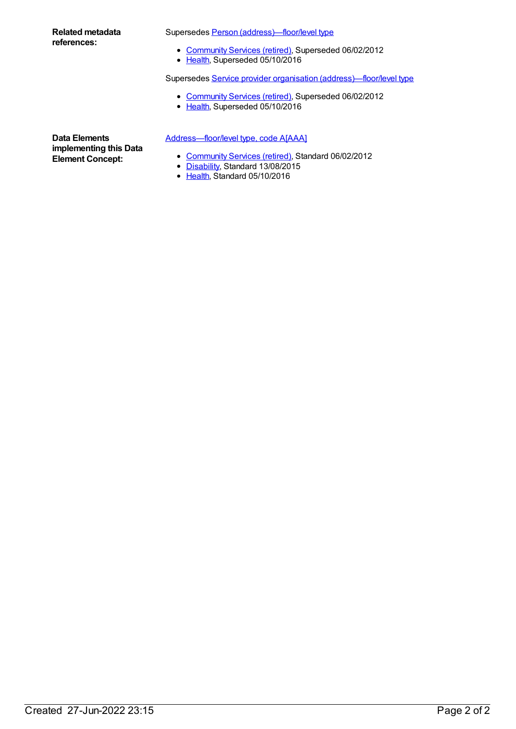**Related metadata references:**

Supersedes Person (address)—floor/level type

- Community Services (retired), Superseded 06/02/2012
- Health, Superseded 05/10/2016

Supersedes Service provider organisation (address)—floor/level type

- Community Services (retired), Superseded 06/02/2012
- Health, Superseded 05/10/2016

**Data Elements implementing this Data Element Concept:**

Address—floor/level type, code A[AAA]

- Community Services (retired), Standard 06/02/2012
- Disability, Standard 13/08/2015
- Health, Standard 05/10/2016